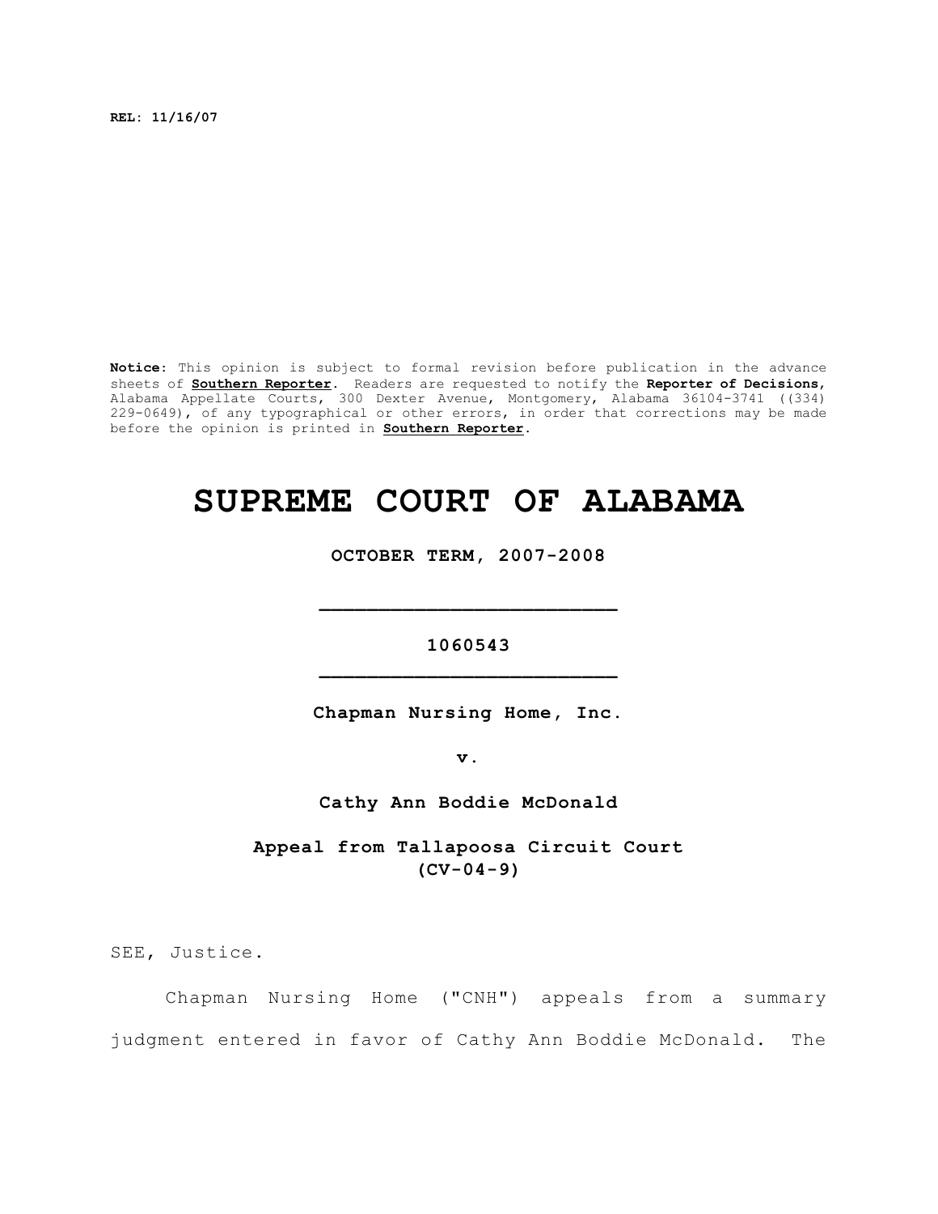**REL: 11/16/07**

**Notice:** This opinion is subject to formal revision before publication in the advance sheets of **Southern Reporter**. Readers are requested to notify the **Reporter of Decisions**, Alabama Appellate Courts, 300 Dexter Avenue, Montgomery, Alabama 36104-3741 ((334) 229-0649), of any typographical or other errors, in order that corrections may be made before the opinion is printed in **Southern Reporter**.

# SUPREME COURT OF ALABAMA

**OCTOBER TERM, 2007-2008**

_________________________

**1060543**

_________________________

**Chapman Nursing Home, Inc.**

**v.**

**Cathy Ann Boddie McDonald**

**Appeal from Tallapoosa Circuit Court**
**(CV-04-9)**

SEE, Justice.

Chapman Nursing Home ("CNH") appeals from a summary judgment entered in favor of Cathy Ann Boddie McDonald. The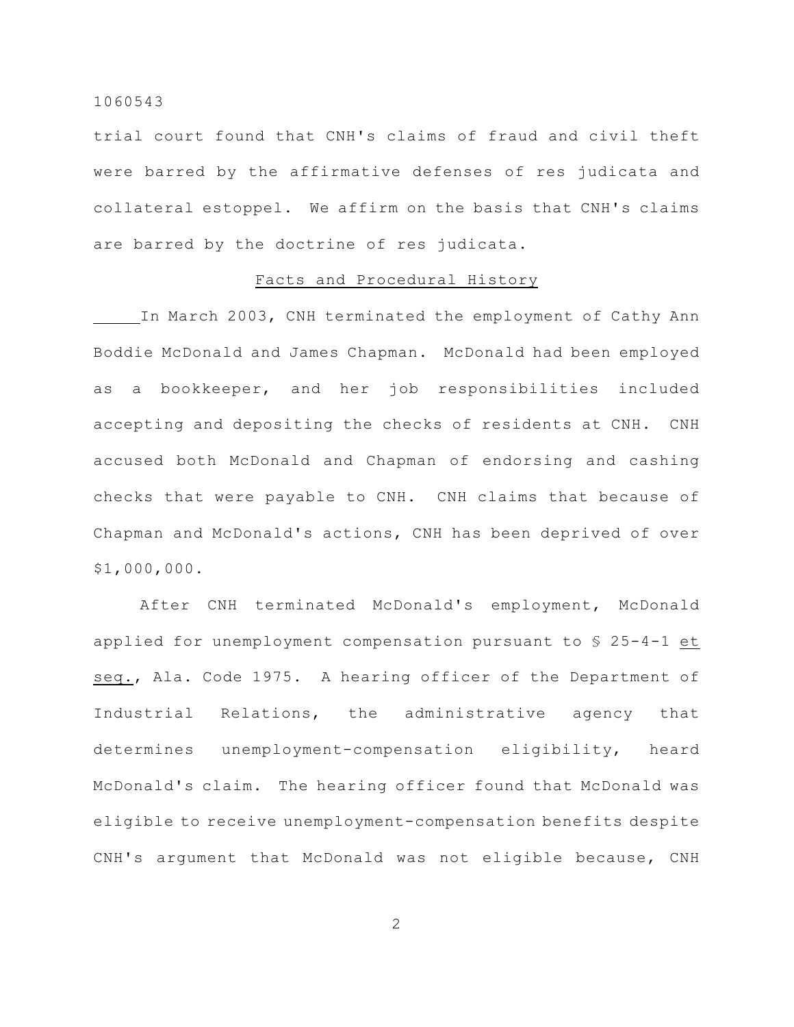trial court found that CNH's claims of fraud and civil theft were barred by the affirmative defenses of res judicata and collateral estoppel. We affirm on the basis that CNH's claims are barred by the doctrine of res judicata.

## Facts and Procedural History

In March 2003, CNH terminated the employment of Cathy Ann Boddie McDonald and James Chapman. McDonald had been employed as a bookkeeper, and her job responsibilities included accepting and depositing the checks of residents at CNH. CNH accused both McDonald and Chapman of endorsing and cashing checks that were payable to CNH. CNH claims that because of Chapman and McDonald's actions, CNH has been deprived of over $1,000,000.

After CNH terminated McDonald's employment, McDonald applied for unemployment compensation pursuant to § 25-4-1 et seq., Ala. Code 1975. A hearing officer of the Department of Industrial Relations, the administrative agency that determines unemployment-compensation eligibility, heard McDonald's claim. The hearing officer found that McDonald was eligible to receive unemployment-compensation benefits despite CNH's argument that McDonald was not eligible because, CNH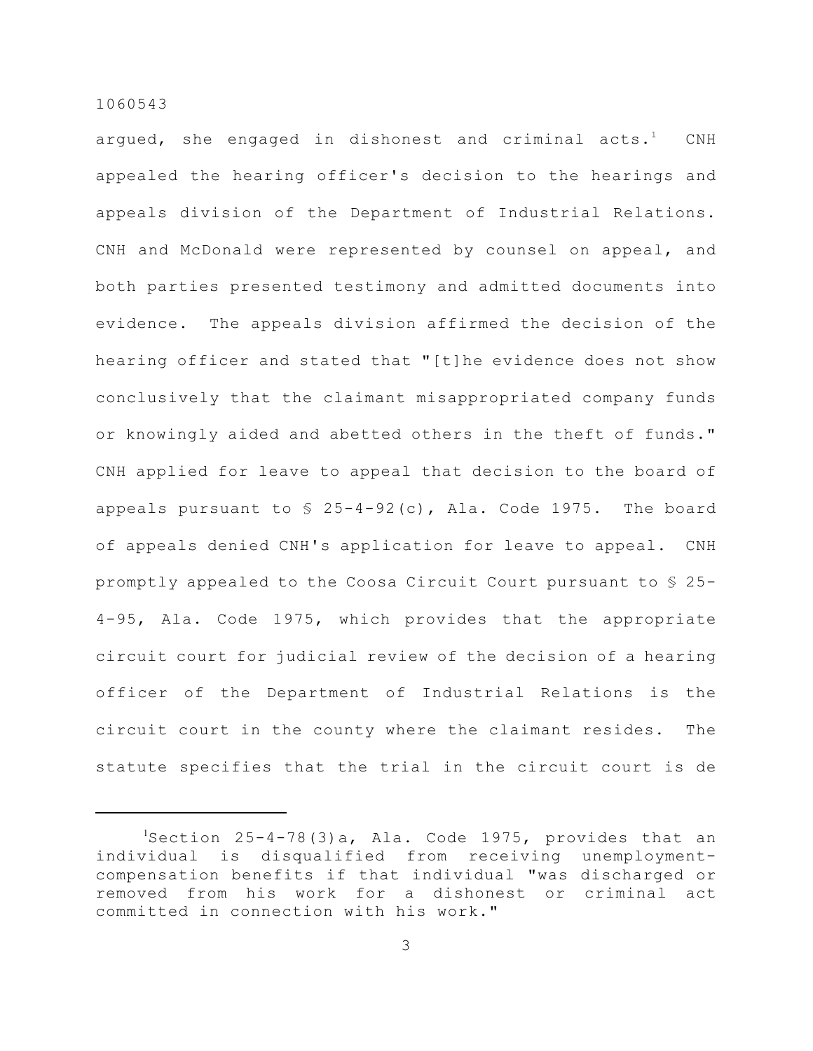argued, she engaged in dishonest and criminal acts.[1] CNH appealed the hearing officer's decision to the hearings and appeals division of the Department of Industrial Relations. CNH and McDonald were represented by counsel on appeal, and both parties presented testimony and admitted documents into evidence. The appeals division affirmed the decision of the hearing officer and stated that "[t]he evidence does not show conclusively that the claimant misappropriated company funds or knowingly aided and abetted others in the theft of funds." CNH applied for leave to appeal that decision to the board of appeals pursuant to § 25-4-92(c), Ala. Code 1975. The board of appeals denied CNH's application for leave to appeal. CNH promptly appealed to the Coosa Circuit Court pursuant to § 25-4-95, Ala. Code 1975, which provides that the appropriate circuit court for judicial review of the decision of a hearing officer of the Department of Industrial Relations is the circuit court in the county where the claimant resides. The statute specifies that the trial in the circuit court is de

---

[1] Section 25-4-78(3)a, Ala. Code 1975, provides that an individual is disqualified from receiving unemployment-compensation benefits if that individual "was discharged or removed from his work for a dishonest or criminal act committed in connection with his work."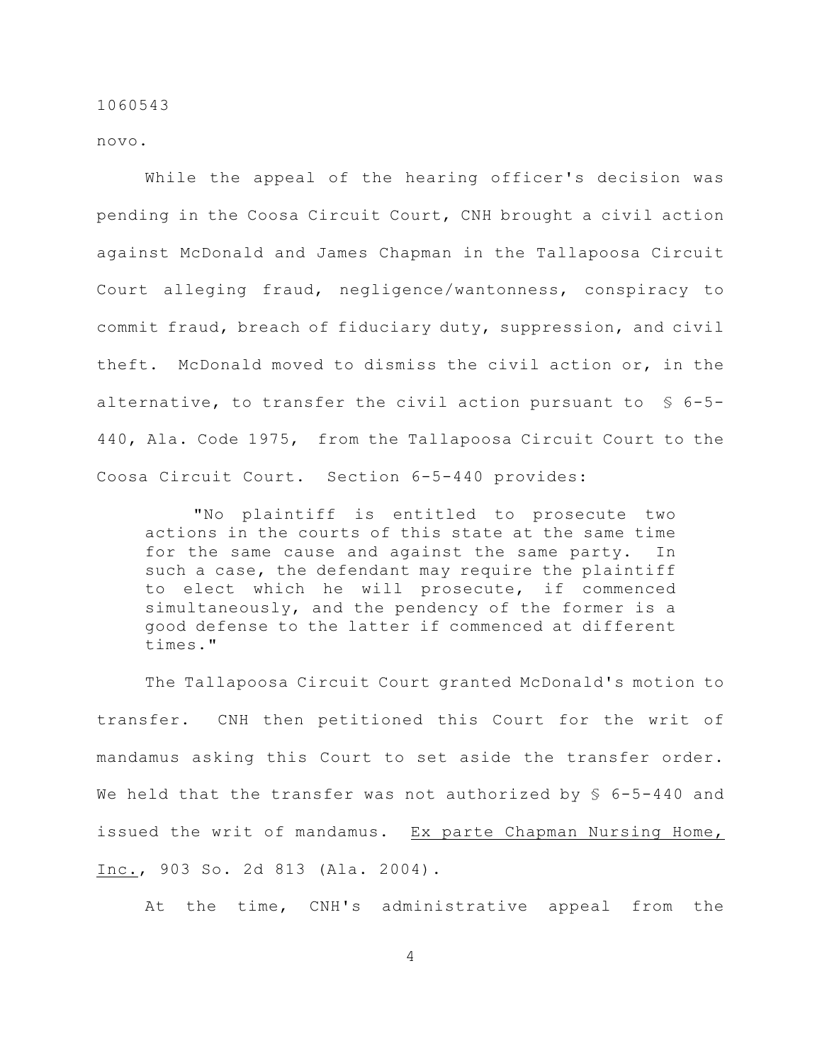novo.

While the appeal of the hearing officer's decision was pending in the Coosa Circuit Court, CNH brought a civil action against McDonald and James Chapman in the Tallapoosa Circuit Court alleging fraud, negligence/wantonness, conspiracy to commit fraud, breach of fiduciary duty, suppression, and civil theft. McDonald moved to dismiss the civil action or, in the alternative, to transfer the civil action pursuant to § 6-5-440, Ala. Code 1975, from the Tallapoosa Circuit Court to the Coosa Circuit Court. Section 6-5-440 provides:

> "No plaintiff is entitled to prosecute two actions in the courts of this state at the same time for the same cause and against the same party. In such a case, the defendant may require the plaintiff to elect which he will prosecute, if commenced simultaneously, and the pendency of the former is a good defense to the latter if commenced at different times."

The Tallapoosa Circuit Court granted McDonald's motion to transfer. CNH then petitioned this Court for the writ of mandamus asking this Court to set aside the transfer order. We held that the transfer was not authorized by § 6-5-440 and issued the writ of mandamus. Ex parte Chapman Nursing Home, Inc., 903 So. 2d 813 (Ala. 2004).

At the time, CNH's administrative appeal from the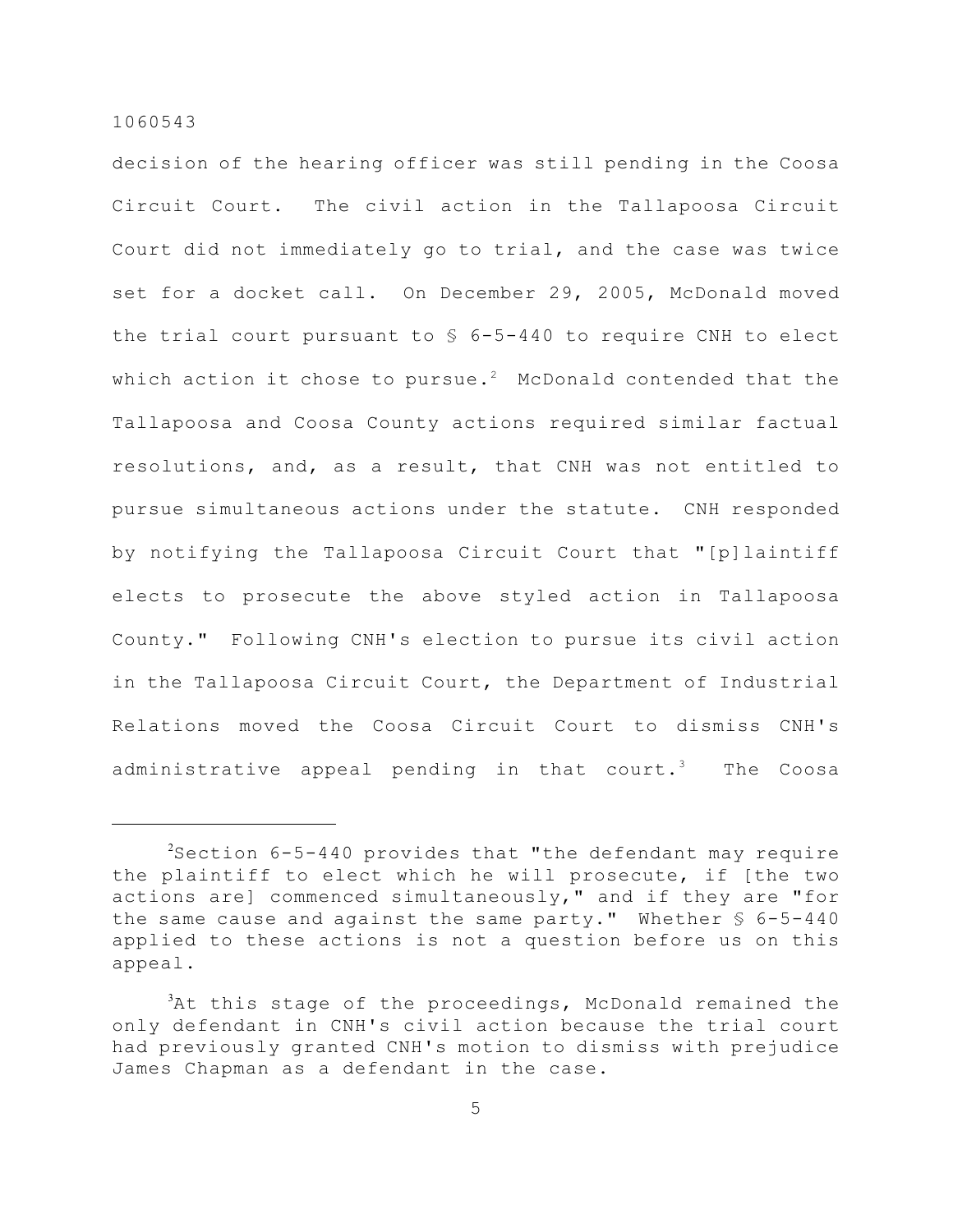decision of the hearing officer was still pending in the Coosa Circuit Court. The civil action in the Tallapoosa Circuit Court did not immediately go to trial, and the case was twice set for a docket call. On December 29, 2005, McDonald moved the trial court pursuant to § 6-5-440 to require CNH to elect which action it chose to pursue.[2] McDonald contended that the Tallapoosa and Coosa County actions required similar factual resolutions, and, as a result, that CNH was not entitled to pursue simultaneous actions under the statute. CNH responded by notifying the Tallapoosa Circuit Court that "[p]laintiff elects to prosecute the above styled action in Tallapoosa County." Following CNH's election to pursue its civil action in the Tallapoosa Circuit Court, the Department of Industrial Relations moved the Coosa Circuit Court to dismiss CNH's administrative appeal pending in that court.[3] The Coosa

---

[2]Section 6-5-440 provides that "the defendant may require the plaintiff to elect which he will prosecute, if [the two actions are] commenced simultaneously," and if they are "for the same cause and against the same party." Whether § 6-5-440 applied to these actions is not a question before us on this appeal.

[3]At this stage of the proceedings, McDonald remained the only defendant in CNH's civil action because the trial court had previously granted CNH's motion to dismiss with prejudice James Chapman as a defendant in the case.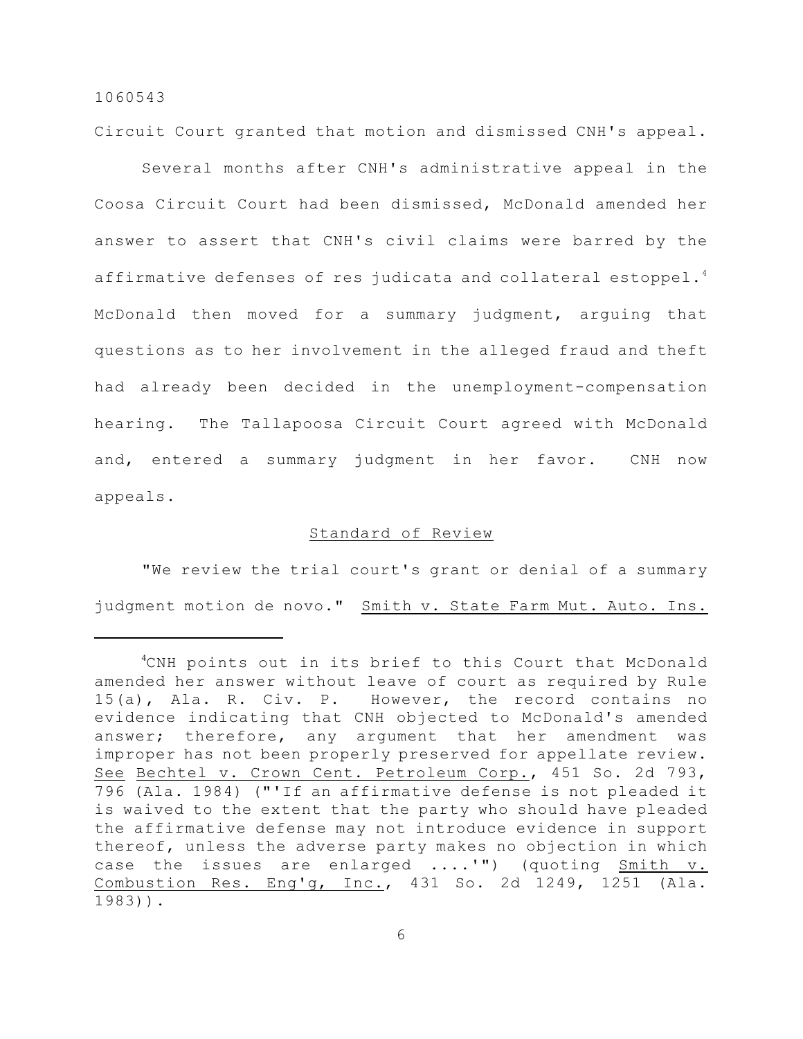Circuit Court granted that motion and dismissed CNH's appeal.

Several months after CNH's administrative appeal in the Coosa Circuit Court had been dismissed, McDonald amended her answer to assert that CNH's civil claims were barred by the affirmative defenses of res judicata and collateral estoppel.[4] McDonald then moved for a summary judgment, arguing that questions as to her involvement in the alleged fraud and theft had already been decided in the unemployment-compensation hearing. The Tallapoosa Circuit Court agreed with McDonald and, entered a summary judgment in her favor. CNH now appeals.

## Standard of Review

"We review the trial court's grant or denial of a summary judgment motion de novo." Smith v. State Farm Mut. Auto. Ins.

---

[4]CNH points out in its brief to this Court that McDonald amended her answer without leave of court as required by Rule 15(a), Ala. R. Civ. P. However, the record contains no evidence indicating that CNH objected to McDonald's amended answer; therefore, any argument that her amendment was improper has not been properly preserved for appellate review. See Bechtel v. Crown Cent. Petroleum Corp., 451 So. 2d 793, 796 (Ala. 1984) ("'If an affirmative defense is not pleaded it is waived to the extent that the party who should have pleaded the affirmative defense may not introduce evidence in support thereof, unless the adverse party makes no objection in which case the issues are enlarged ....'") (quoting Smith v. Combustion Res. Eng'g, Inc., 431 So. 2d 1249, 1251 (Ala. 1983)).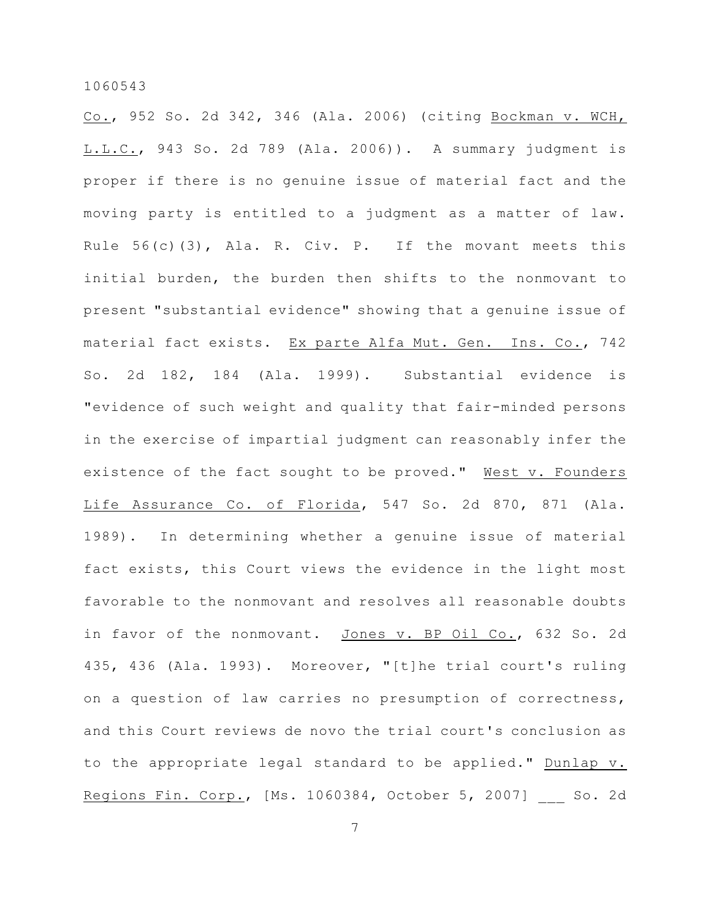Co., 952 So. 2d 342, 346 (Ala. 2006) (citing Bockman v. WCH, L.L.C., 943 So. 2d 789 (Ala. 2006)). A summary judgment is proper if there is no genuine issue of material fact and the moving party is entitled to a judgment as a matter of law. Rule 56(c)(3), Ala. R. Civ. P. If the movant meets this initial burden, the burden then shifts to the nonmovant to present "substantial evidence" showing that a genuine issue of material fact exists. Ex parte Alfa Mut. Gen. Ins. Co., 742 So. 2d 182, 184 (Ala. 1999). Substantial evidence is "evidence of such weight and quality that fair-minded persons in the exercise of impartial judgment can reasonably infer the existence of the fact sought to be proved." West v. Founders Life Assurance Co. of Florida, 547 So. 2d 870, 871 (Ala. 1989). In determining whether a genuine issue of material fact exists, this Court views the evidence in the light most favorable to the nonmovant and resolves all reasonable doubts in favor of the nonmovant. Jones v. BP Oil Co., 632 So. 2d 435, 436 (Ala. 1993). Moreover, "[t]he trial court's ruling on a question of law carries no presumption of correctness, and this Court reviews de novo the trial court's conclusion as to the appropriate legal standard to be applied." Dunlap v. Regions Fin. Corp., [Ms. 1060384, October 5, 2007] ___ So. 2d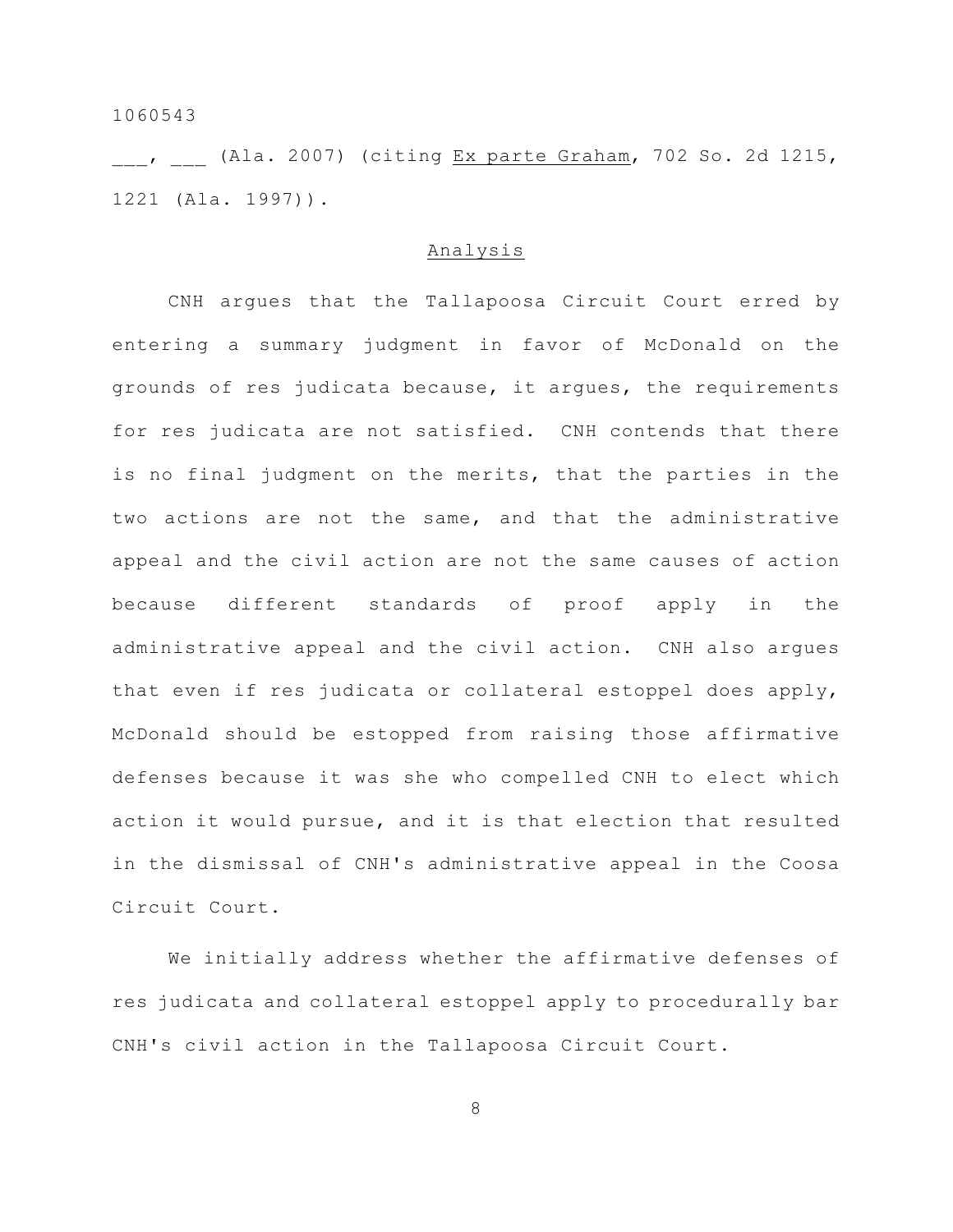___, ___ (Ala. 2007) (citing Ex parte Graham, 702 So. 2d 1215, 1221 (Ala. 1997)).

## Analysis

CNH argues that the Tallapoosa Circuit Court erred by entering a summary judgment in favor of McDonald on the grounds of res judicata because, it argues, the requirements for res judicata are not satisfied. CNH contends that there is no final judgment on the merits, that the parties in the two actions are not the same, and that the administrative appeal and the civil action are not the same causes of action because different standards of proof apply in the administrative appeal and the civil action. CNH also argues that even if res judicata or collateral estoppel does apply, McDonald should be estopped from raising those affirmative defenses because it was she who compelled CNH to elect which action it would pursue, and it is that election that resulted in the dismissal of CNH's administrative appeal in the Coosa Circuit Court.

We initially address whether the affirmative defenses of res judicata and collateral estoppel apply to procedurally bar CNH's civil action in the Tallapoosa Circuit Court.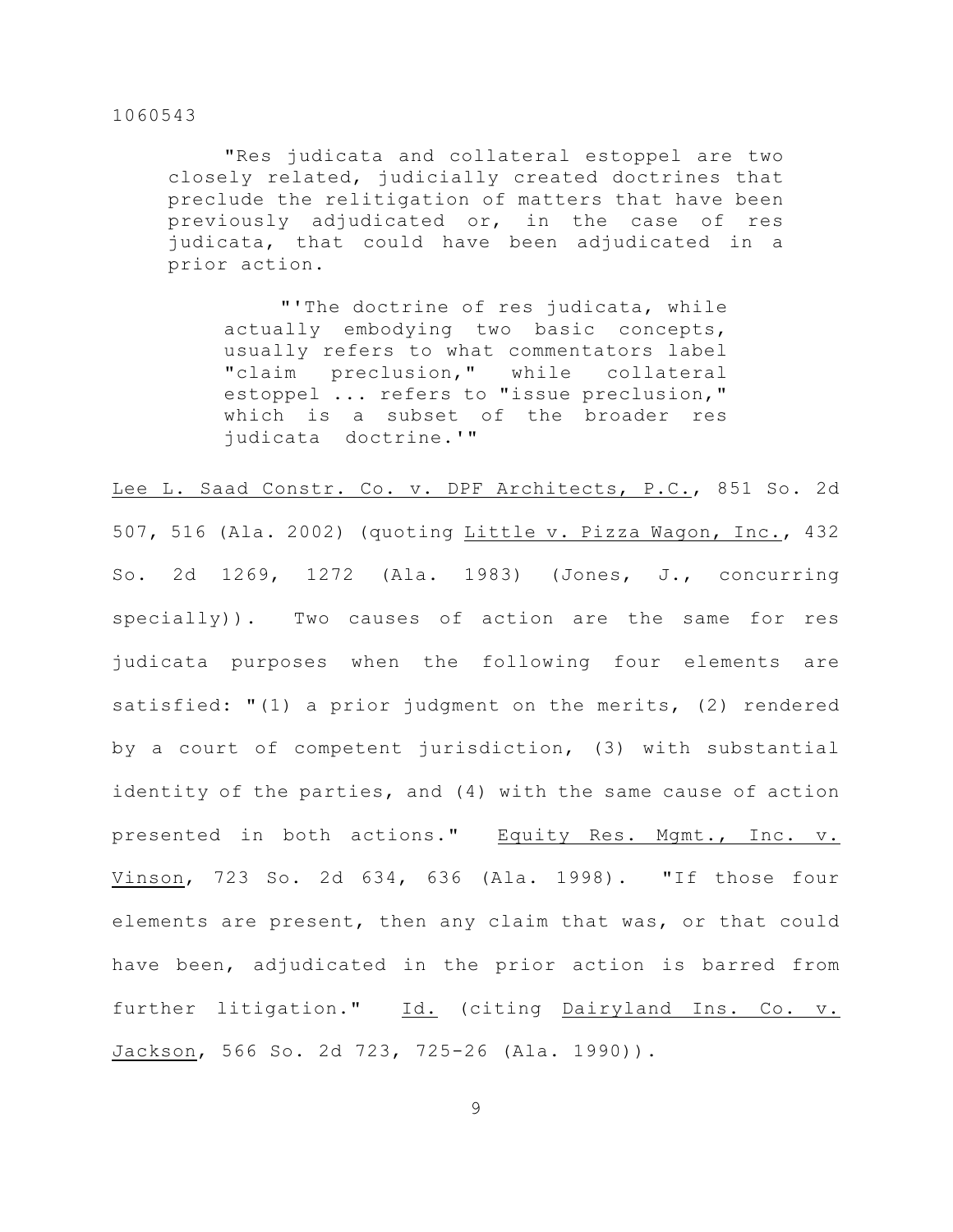> "Res judicata and collateral estoppel are two closely related, judicially created doctrines that preclude the relitigation of matters that have been previously adjudicated or, in the case of res judicata, that could have been adjudicated in a prior action.
>
> > "'The doctrine of res judicata, while actually embodying two basic concepts, usually refers to what commentators label "claim preclusion," while collateral estoppel ... refers to "issue preclusion," which is a subset of the broader res judicata doctrine.'"

Lee L. Saad Constr. Co. v. DPF Architects, P.C., 851 So. 2d 507, 516 (Ala. 2002) (quoting Little v. Pizza Wagon, Inc., 432 So. 2d 1269, 1272 (Ala. 1983) (Jones, J., concurring specially)). Two causes of action are the same for res judicata purposes when the following four elements are satisfied: "(1) a prior judgment on the merits, (2) rendered by a court of competent jurisdiction, (3) with substantial identity of the parties, and (4) with the same cause of action presented in both actions." Equity Res. Mgmt., Inc. v. Vinson, 723 So. 2d 634, 636 (Ala. 1998). "If those four elements are present, then any claim that was, or that could have been, adjudicated in the prior action is barred from further litigation." Id. (citing Dairyland Ins. Co. v. Jackson, 566 So. 2d 723, 725-26 (Ala. 1990)).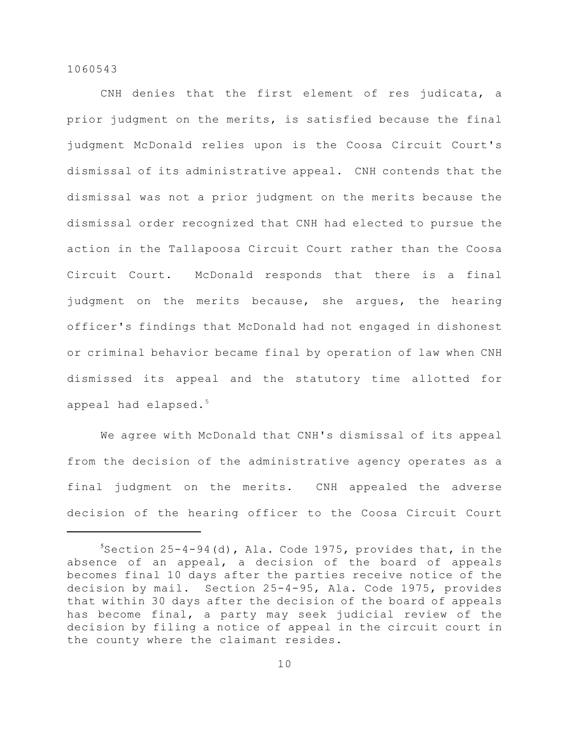CNH denies that the first element of res judicata, a prior judgment on the merits, is satisfied because the final judgment McDonald relies upon is the Coosa Circuit Court's dismissal of its administrative appeal. CNH contends that the dismissal was not a prior judgment on the merits because the dismissal order recognized that CNH had elected to pursue the action in the Tallapoosa Circuit Court rather than the Coosa Circuit Court. McDonald responds that there is a final judgment on the merits because, she argues, the hearing officer's findings that McDonald had not engaged in dishonest or criminal behavior became final by operation of law when CNH dismissed its appeal and the statutory time allotted for appeal had elapsed.[5]

We agree with McDonald that CNH's dismissal of its appeal from the decision of the administrative agency operates as a final judgment on the merits. CNH appealed the adverse decision of the hearing officer to the Coosa Circuit Court

---

[5]Section 25-4-94(d), Ala. Code 1975, provides that, in the absence of an appeal, a decision of the board of appeals becomes final 10 days after the parties receive notice of the decision by mail. Section 25-4-95, Ala. Code 1975, provides that within 30 days after the decision of the board of appeals has become final, a party may seek judicial review of the decision by filing a notice of appeal in the circuit court in the county where the claimant resides.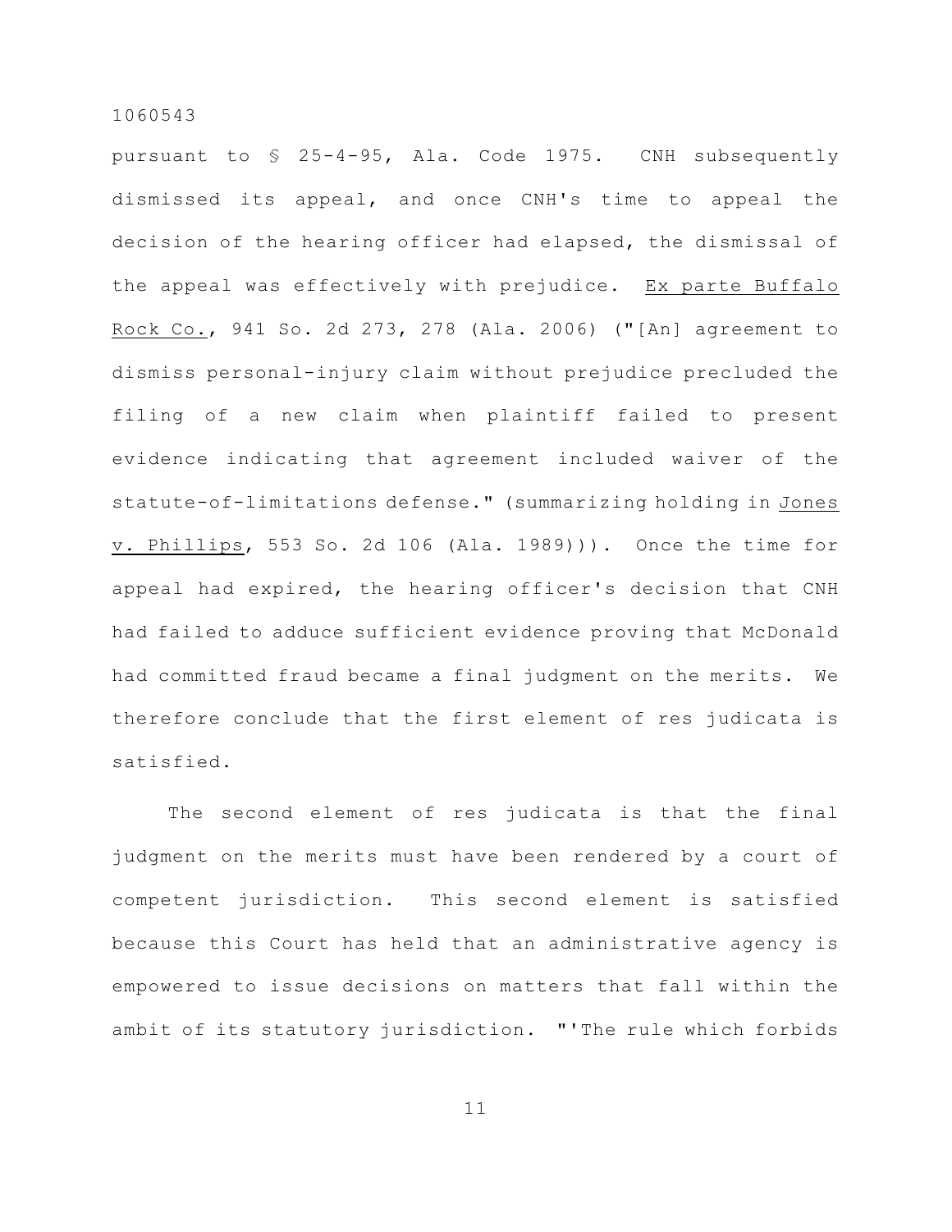pursuant to § 25-4-95, Ala. Code 1975. CNH subsequently dismissed its appeal, and once CNH's time to appeal the decision of the hearing officer had elapsed, the dismissal of the appeal was effectively with prejudice. Ex parte Buffalo Rock Co., 941 So. 2d 273, 278 (Ala. 2006) ("[An] agreement to dismiss personal-injury claim without prejudice precluded the filing of a new claim when plaintiff failed to present evidence indicating that agreement included waiver of the statute-of-limitations defense." (summarizing holding in Jones v. Phillips, 553 So. 2d 106 (Ala. 1989))). Once the time for appeal had expired, the hearing officer's decision that CNH had failed to adduce sufficient evidence proving that McDonald had committed fraud became a final judgment on the merits. We therefore conclude that the first element of res judicata is satisfied.

The second element of res judicata is that the final judgment on the merits must have been rendered by a court of competent jurisdiction. This second element is satisfied because this Court has held that an administrative agency is empowered to issue decisions on matters that fall within the ambit of its statutory jurisdiction. "'The rule which forbids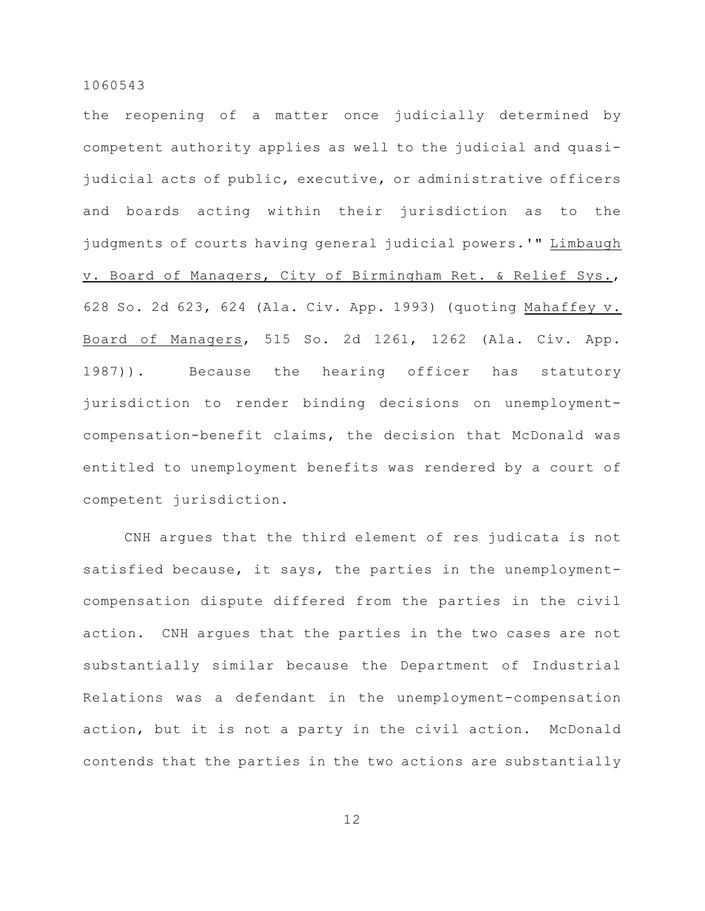the reopening of a matter once judicially determined by competent authority applies as well to the judicial and quasi-judicial acts of public, executive, or administrative officers and boards acting within their jurisdiction as to the judgments of courts having general judicial powers.'" Limbaugh v. Board of Managers, City of Birmingham Ret. & Relief Sys., 628 So. 2d 623, 624 (Ala. Civ. App. 1993) (quoting Mahaffey v. Board of Managers, 515 So. 2d 1261, 1262 (Ala. Civ. App. 1987)). Because the hearing officer has statutory jurisdiction to render binding decisions on unemployment-compensation-benefit claims, the decision that McDonald was entitled to unemployment benefits was rendered by a court of competent jurisdiction.

CNH argues that the third element of res judicata is not satisfied because, it says, the parties in the unemployment-compensation dispute differed from the parties in the civil action. CNH argues that the parties in the two cases are not substantially similar because the Department of Industrial Relations was a defendant in the unemployment-compensation action, but it is not a party in the civil action. McDonald contends that the parties in the two actions are substantially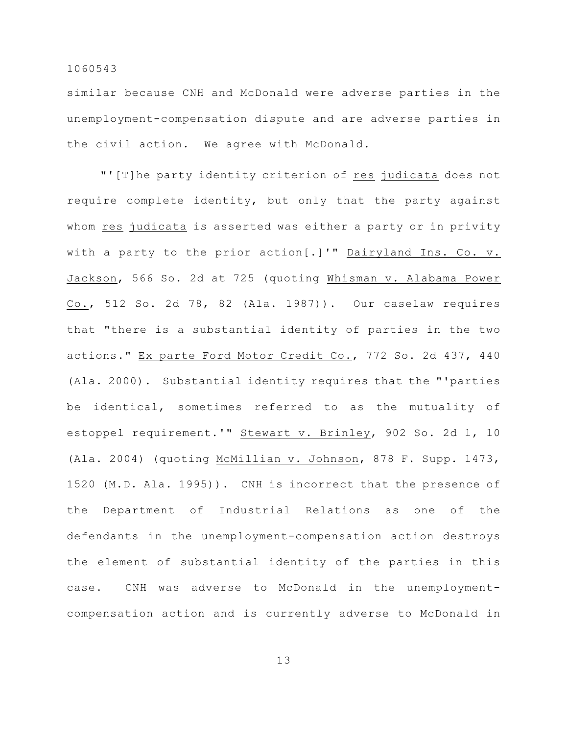similar because CNH and McDonald were adverse parties in the unemployment-compensation dispute and are adverse parties in the civil action. We agree with McDonald.

"'[T]he party identity criterion of _res judicata_ does not require complete identity, but only that the party against whom _res judicata_ is asserted was either a party or in privity with a party to the prior action[.]'" _Dairyland Ins. Co. v. Jackson_, 566 So. 2d at 725 (quoting _Whisman v. Alabama Power Co._, 512 So. 2d 78, 82 (Ala. 1987)). Our caselaw requires that "there is a substantial identity of parties in the two actions." _Ex parte Ford Motor Credit Co._, 772 So. 2d 437, 440 (Ala. 2000). Substantial identity requires that the "'parties be identical, sometimes referred to as the mutuality of estoppel requirement.'" _Stewart v. Brinley_, 902 So. 2d 1, 10 (Ala. 2004) (quoting _McMillian v. Johnson_, 878 F. Supp. 1473, 1520 (M.D. Ala. 1995)). CNH is incorrect that the presence of the Department of Industrial Relations as one of the defendants in the unemployment-compensation action destroys the element of substantial identity of the parties in this case. CNH was adverse to McDonald in the unemployment-compensation action and is currently adverse to McDonald in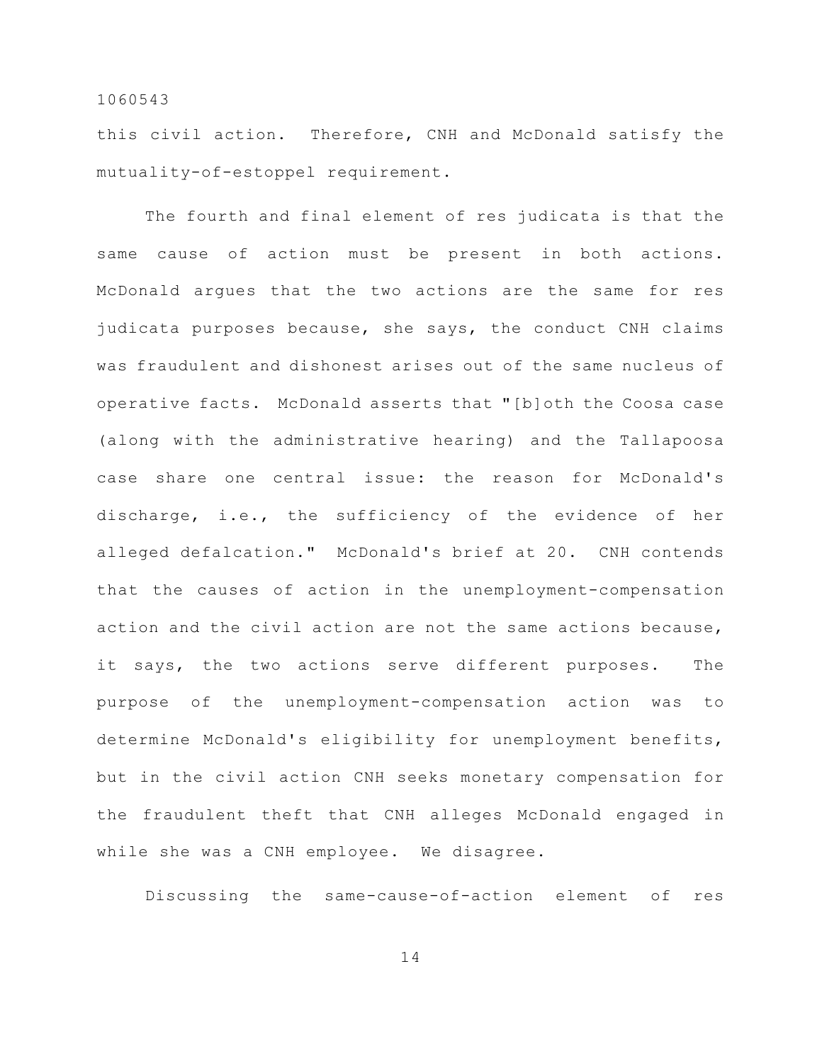this civil action. Therefore, CNH and McDonald satisfy the mutuality-of-estoppel requirement.

The fourth and final element of res judicata is that the same cause of action must be present in both actions. McDonald argues that the two actions are the same for res judicata purposes because, she says, the conduct CNH claims was fraudulent and dishonest arises out of the same nucleus of operative facts. McDonald asserts that "[b]oth the Coosa case (along with the administrative hearing) and the Tallapoosa case share one central issue: the reason for McDonald's discharge, i.e., the sufficiency of the evidence of her alleged defalcation." McDonald's brief at 20. CNH contends that the causes of action in the unemployment-compensation action and the civil action are not the same actions because, it says, the two actions serve different purposes. The purpose of the unemployment-compensation action was to determine McDonald's eligibility for unemployment benefits, but in the civil action CNH seeks monetary compensation for the fraudulent theft that CNH alleges McDonald engaged in while she was a CNH employee. We disagree.

Discussing the same-cause-of-action element of res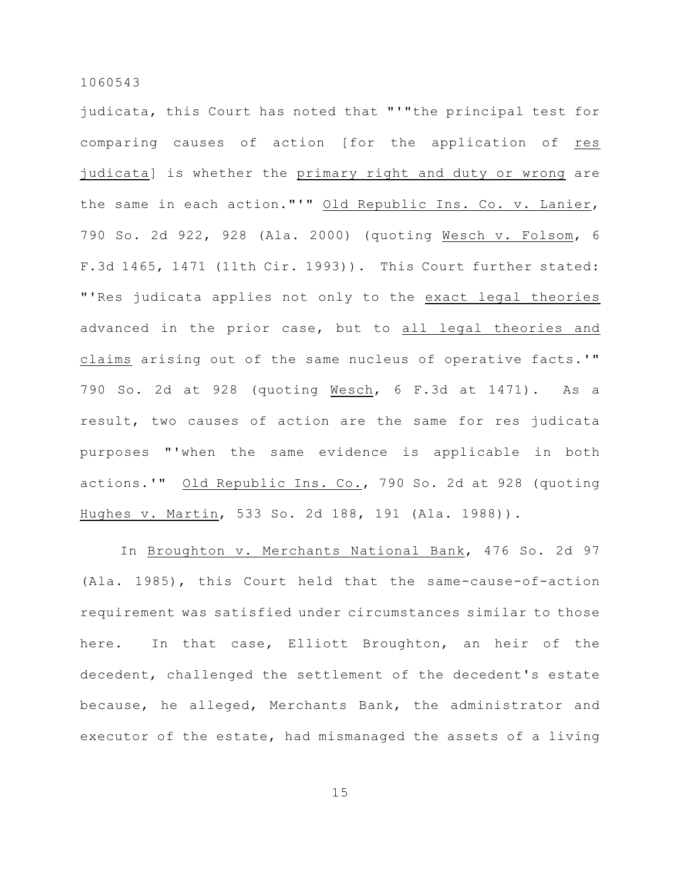judicata, this Court has noted that "'"the principal test for comparing causes of action [for the application of res judicata] is whether the primary right and duty or wrong are the same in each action."'" Old Republic Ins. Co. v. Lanier, 790 So. 2d 922, 928 (Ala. 2000) (quoting Wesch v. Folsom, 6 F.3d 1465, 1471 (11th Cir. 1993)). This Court further stated: "'Res judicata applies not only to the exact legal theories advanced in the prior case, but to all legal theories and claims arising out of the same nucleus of operative facts.'" 790 So. 2d at 928 (quoting Wesch, 6 F.3d at 1471). As a result, two causes of action are the same for res judicata purposes "'when the same evidence is applicable in both actions.'" Old Republic Ins. Co., 790 So. 2d at 928 (quoting Hughes v. Martin, 533 So. 2d 188, 191 (Ala. 1988)).

In Broughton v. Merchants National Bank, 476 So. 2d 97 (Ala. 1985), this Court held that the same-cause-of-action requirement was satisfied under circumstances similar to those here. In that case, Elliott Broughton, an heir of the decedent, challenged the settlement of the decedent's estate because, he alleged, Merchants Bank, the administrator and executor of the estate, had mismanaged the assets of a living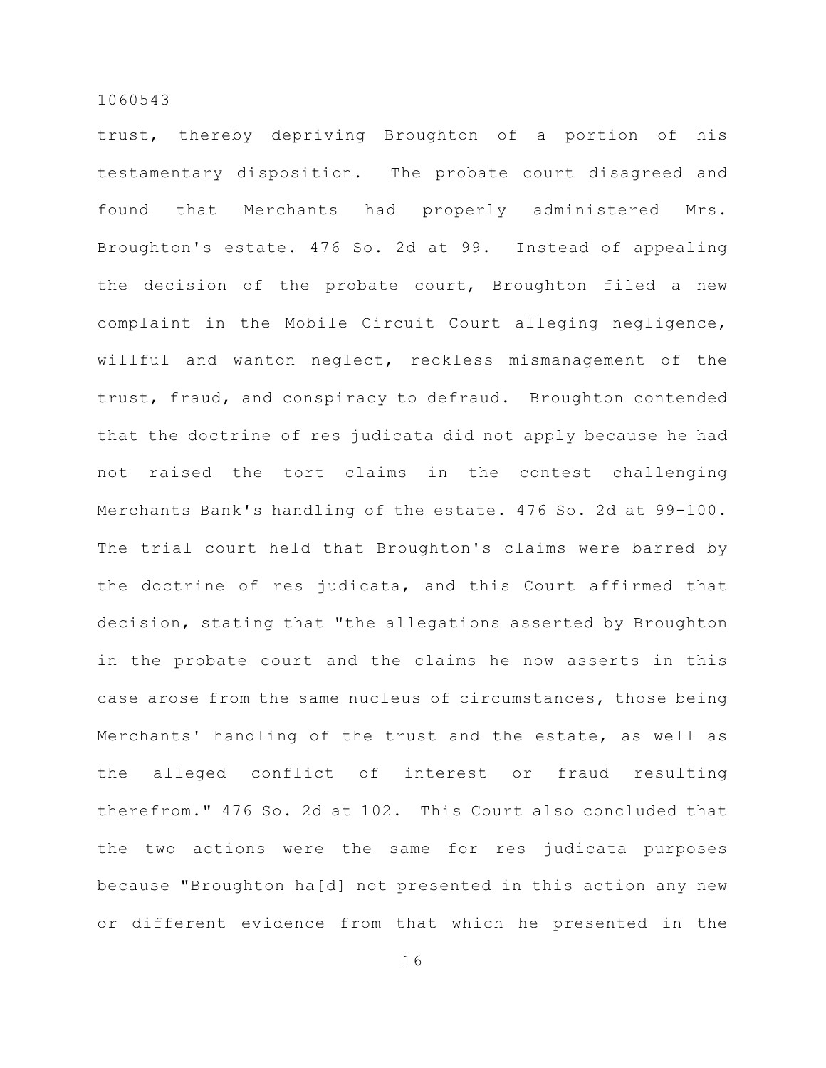trust, thereby depriving Broughton of a portion of his testamentary disposition. The probate court disagreed and found that Merchants had properly administered Mrs. Broughton's estate. 476 So. 2d at 99. Instead of appealing the decision of the probate court, Broughton filed a new complaint in the Mobile Circuit Court alleging negligence, willful and wanton neglect, reckless mismanagement of the trust, fraud, and conspiracy to defraud. Broughton contended that the doctrine of res judicata did not apply because he had not raised the tort claims in the contest challenging Merchants Bank's handling of the estate. 476 So. 2d at 99-100. The trial court held that Broughton's claims were barred by the doctrine of res judicata, and this Court affirmed that decision, stating that "the allegations asserted by Broughton in the probate court and the claims he now asserts in this case arose from the same nucleus of circumstances, those being Merchants' handling of the trust and the estate, as well as the alleged conflict of interest or fraud resulting therefrom." 476 So. 2d at 102. This Court also concluded that the two actions were the same for res judicata purposes because "Broughton ha[d] not presented in this action any new or different evidence from that which he presented in the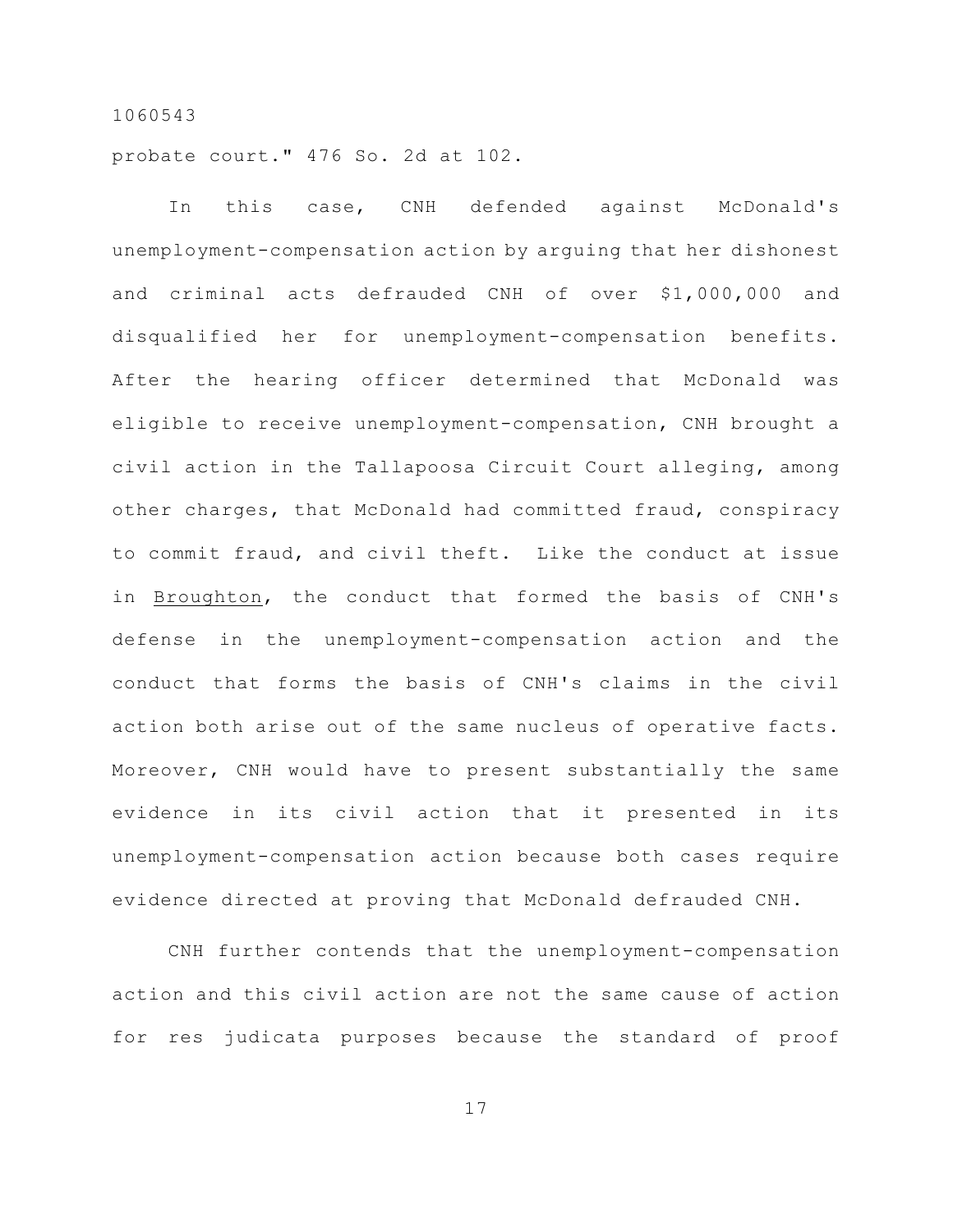probate court." 476 So. 2d at 102.

In this case, CNH defended against McDonald's unemployment-compensation action by arguing that her dishonest and criminal acts defrauded CNH of over $1,000,000 and disqualified her for unemployment-compensation benefits. After the hearing officer determined that McDonald was eligible to receive unemployment-compensation, CNH brought a civil action in the Tallapoosa Circuit Court alleging, among other charges, that McDonald had committed fraud, conspiracy to commit fraud, and civil theft. Like the conduct at issue in Broughton, the conduct that formed the basis of CNH's defense in the unemployment-compensation action and the conduct that forms the basis of CNH's claims in the civil action both arise out of the same nucleus of operative facts. Moreover, CNH would have to present substantially the same evidence in its civil action that it presented in its unemployment-compensation action because both cases require evidence directed at proving that McDonald defrauded CNH.

CNH further contends that the unemployment-compensation action and this civil action are not the same cause of action for res judicata purposes because the standard of proof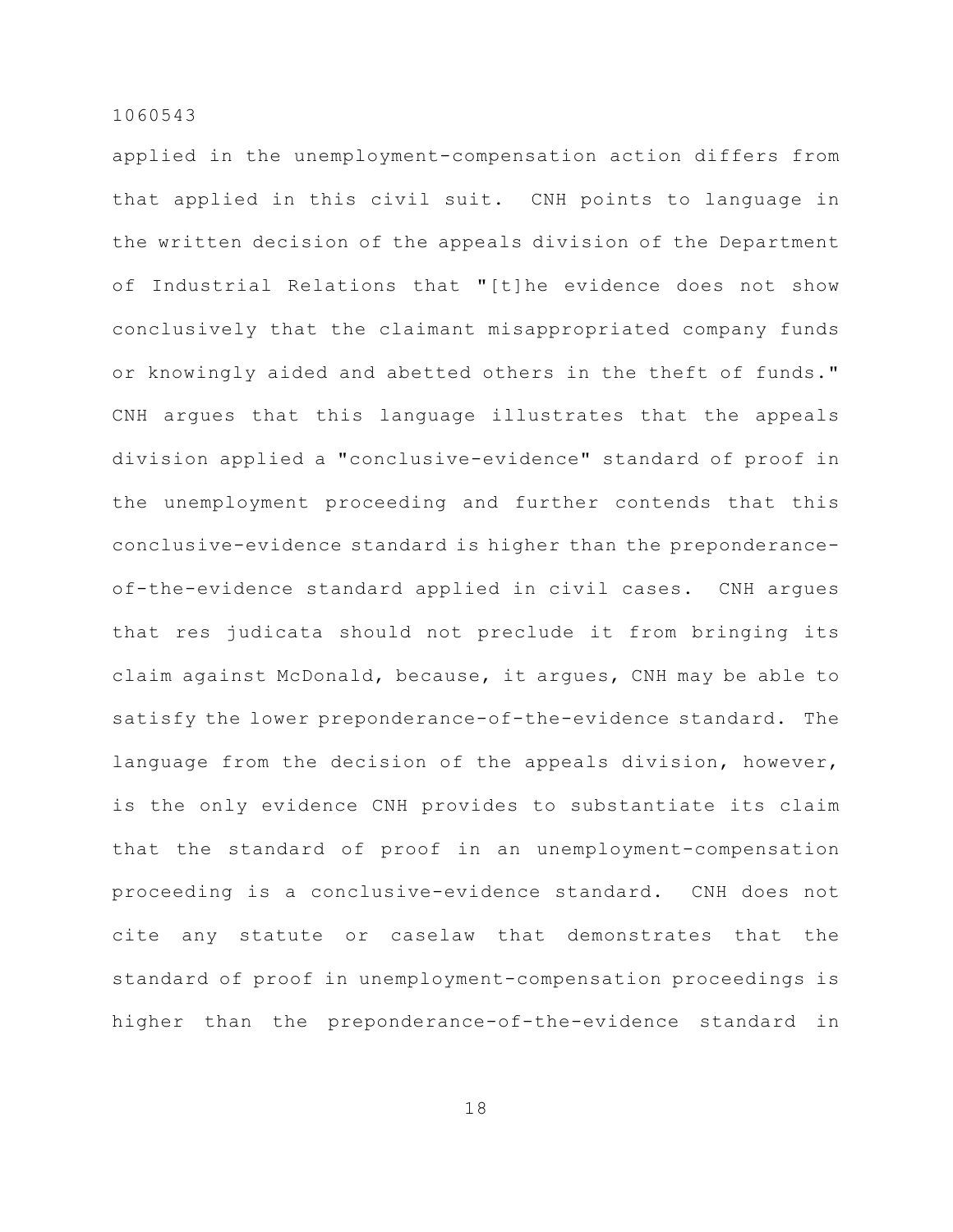applied in the unemployment-compensation action differs from that applied in this civil suit. CNH points to language in the written decision of the appeals division of the Department of Industrial Relations that "[t]he evidence does not show conclusively that the claimant misappropriated company funds or knowingly aided and abetted others in the theft of funds." CNH argues that this language illustrates that the appeals division applied a "conclusive-evidence" standard of proof in the unemployment proceeding and further contends that this conclusive-evidence standard is higher than the preponderance-of-the-evidence standard applied in civil cases. CNH argues that res judicata should not preclude it from bringing its claim against McDonald, because, it argues, CNH may be able to satisfy the lower preponderance-of-the-evidence standard. The language from the decision of the appeals division, however, is the only evidence CNH provides to substantiate its claim that the standard of proof in an unemployment-compensation proceeding is a conclusive-evidence standard. CNH does not cite any statute or caselaw that demonstrates that the standard of proof in unemployment-compensation proceedings is higher than the preponderance-of-the-evidence standard in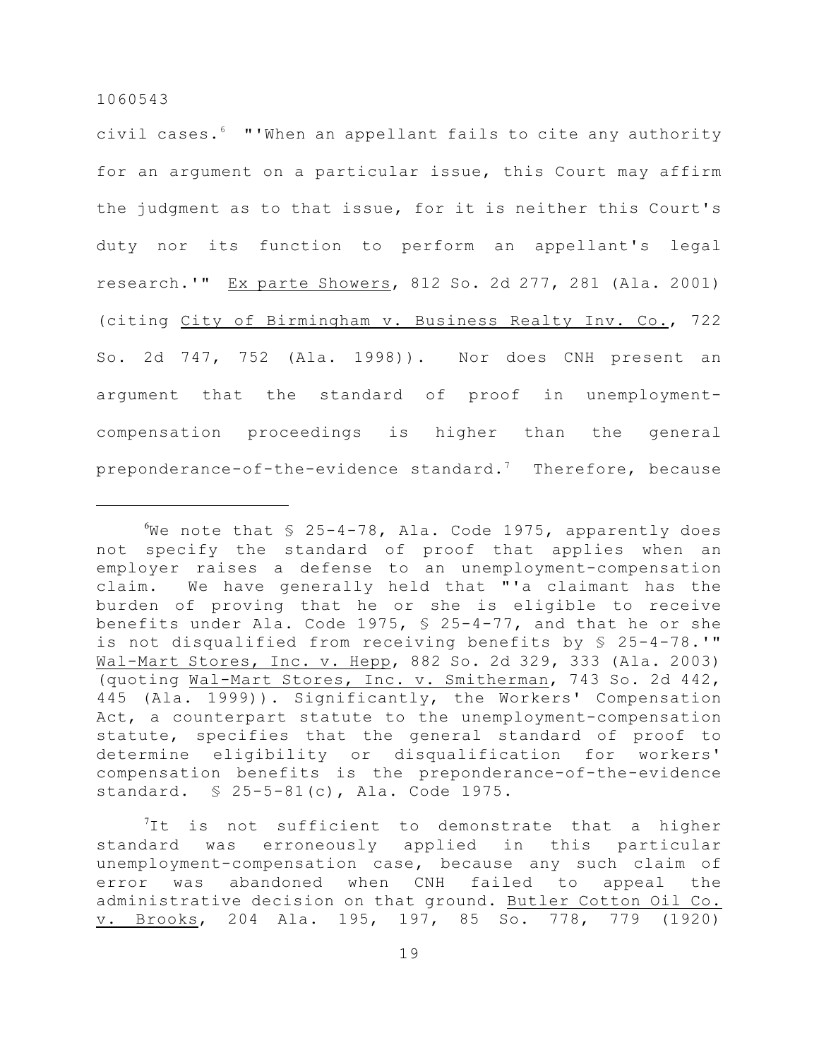civil cases.[6] "'When an appellant fails to cite any authority for an argument on a particular issue, this Court may affirm the judgment as to that issue, for it is neither this Court's duty nor its function to perform an appellant's legal research.'" Ex parte Showers, 812 So. 2d 277, 281 (Ala. 2001) (citing City of Birmingham v. Business Realty Inv. Co., 722 So. 2d 747, 752 (Ala. 1998)). Nor does CNH present an argument that the standard of proof in unemployment-compensation proceedings is higher than the general preponderance-of-the-evidence standard.[7] Therefore, because

---

[6]We note that § 25-4-78, Ala. Code 1975, apparently does not specify the standard of proof that applies when an employer raises a defense to an unemployment-compensation claim. We have generally held that "'a claimant has the burden of proving that he or she is eligible to receive benefits under Ala. Code 1975, § 25-4-77, and that he or she is not disqualified from receiving benefits by § 25-4-78.'" Wal-Mart Stores, Inc. v. Hepp, 882 So. 2d 329, 333 (Ala. 2003) (quoting Wal-Mart Stores, Inc. v. Smitherman, 743 So. 2d 442, 445 (Ala. 1999)). Significantly, the Workers' Compensation Act, a counterpart statute to the unemployment-compensation statute, specifies that the general standard of proof to determine eligibility or disqualification for workers' compensation benefits is the preponderance-of-the-evidence standard. § 25-5-81(c), Ala. Code 1975.

[7]It is not sufficient to demonstrate that a higher standard was erroneously applied in this particular unemployment-compensation case, because any such claim of error was abandoned when CNH failed to appeal the administrative decision on that ground. Butler Cotton Oil Co. v. Brooks, 204 Ala. 195, 197, 85 So. 778, 779 (1920)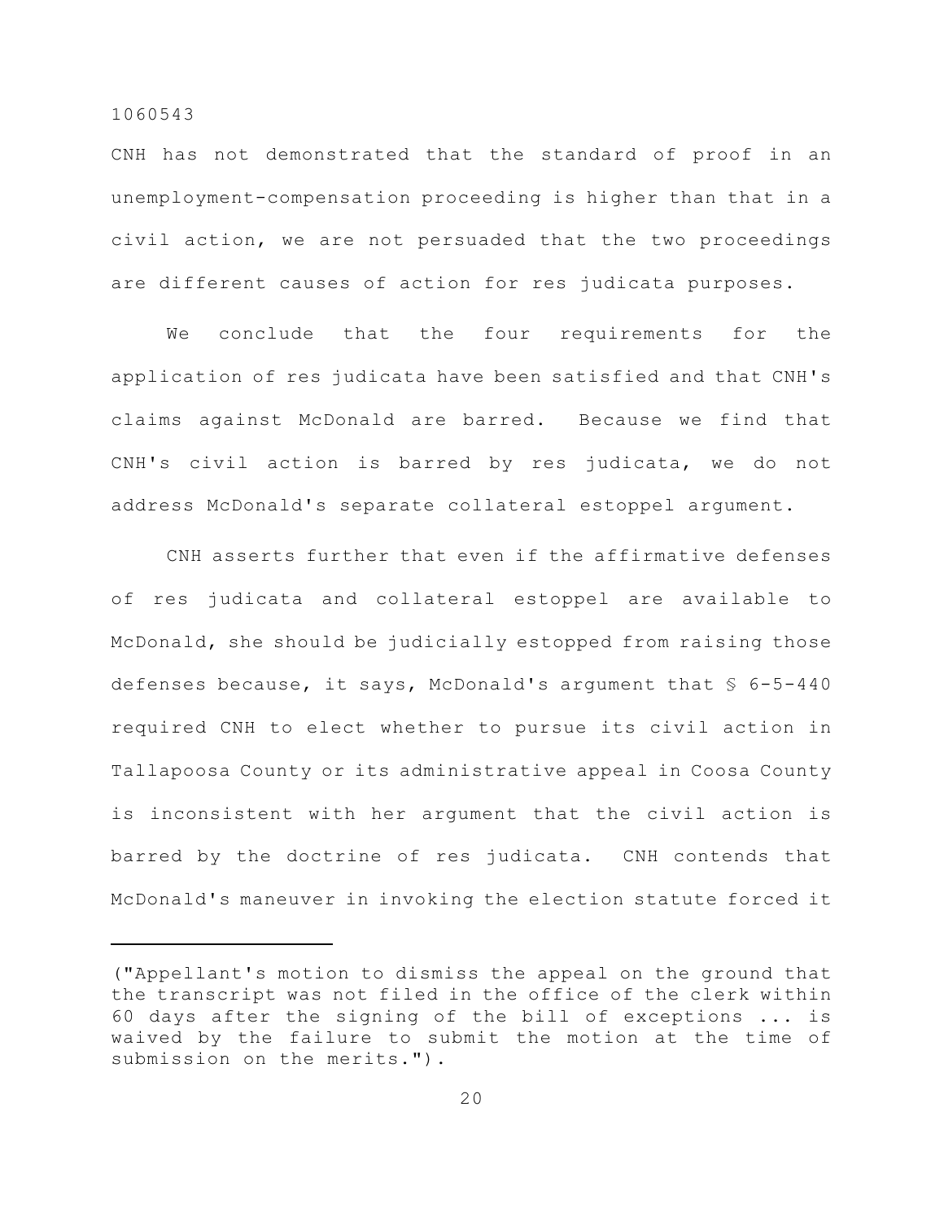CNH has not demonstrated that the standard of proof in an unemployment-compensation proceeding is higher than that in a civil action, we are not persuaded that the two proceedings are different causes of action for res judicata purposes.

We conclude that the four requirements for the application of res judicata have been satisfied and that CNH's claims against McDonald are barred. Because we find that CNH's civil action is barred by res judicata, we do not address McDonald's separate collateral estoppel argument.

CNH asserts further that even if the affirmative defenses of res judicata and collateral estoppel are available to McDonald, she should be judicially estopped from raising those defenses because, it says, McDonald's argument that § 6-5-440 required CNH to elect whether to pursue its civil action in Tallapoosa County or its administrative appeal in Coosa County is inconsistent with her argument that the civil action is barred by the doctrine of res judicata. CNH contends that McDonald's maneuver in invoking the election statute forced it

---

("Appellant's motion to dismiss the appeal on the ground that the transcript was not filed in the office of the clerk within 60 days after the signing of the bill of exceptions ... is waived by the failure to submit the motion at the time of submission on the merits.").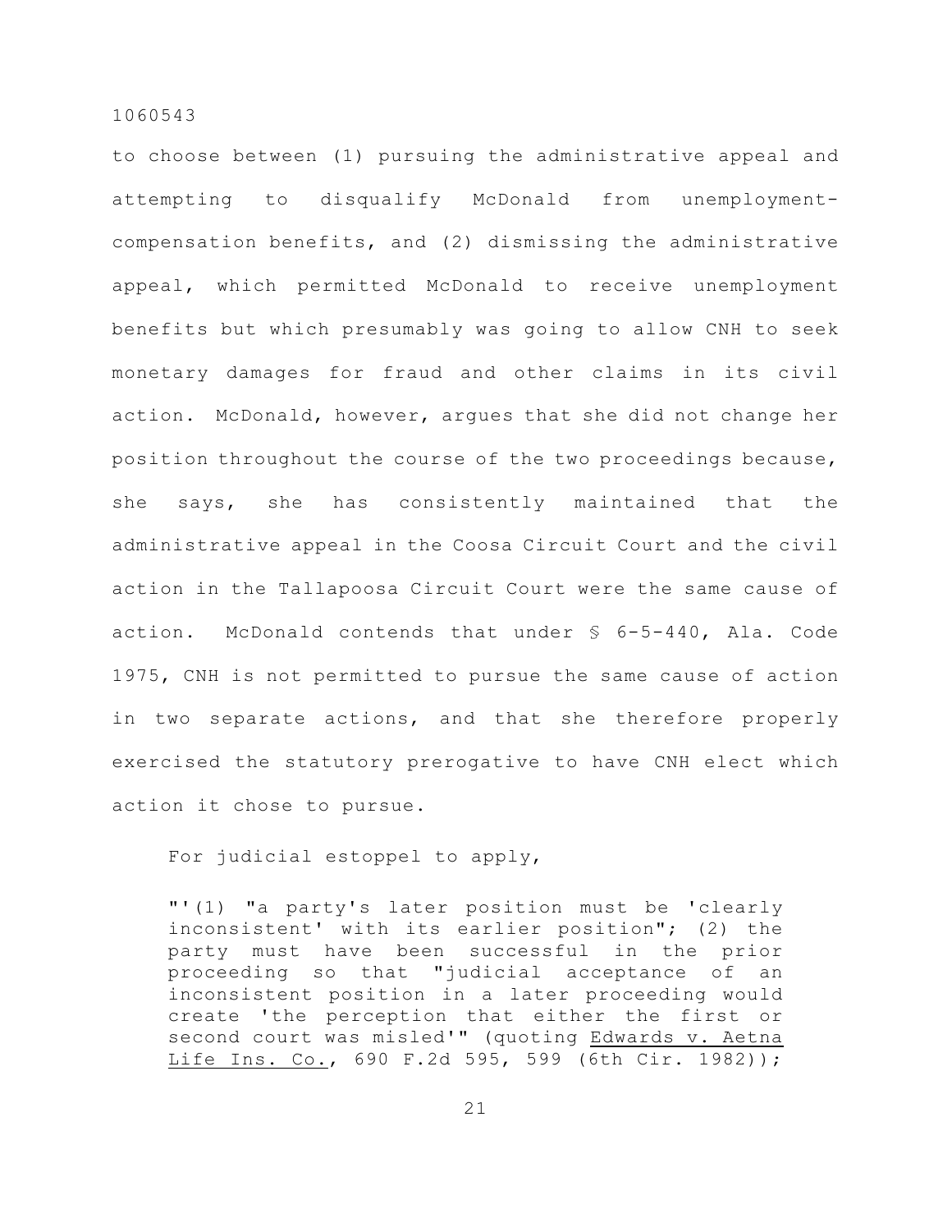to choose between (1) pursuing the administrative appeal and attempting to disqualify McDonald from unemployment-compensation benefits, and (2) dismissing the administrative appeal, which permitted McDonald to receive unemployment benefits but which presumably was going to allow CNH to seek monetary damages for fraud and other claims in its civil action. McDonald, however, argues that she did not change her position throughout the course of the two proceedings because, she says, she has consistently maintained that the administrative appeal in the Coosa Circuit Court and the civil action in the Tallapoosa Circuit Court were the same cause of action. McDonald contends that under § 6-5-440, Ala. Code 1975, CNH is not permitted to pursue the same cause of action in two separate actions, and that she therefore properly exercised the statutory prerogative to have CNH elect which action it chose to pursue.

For judicial estoppel to apply,

> "'(1) "a party's later position must be 'clearly inconsistent' with its earlier position"; (2) the party must have been successful in the prior proceeding so that "judicial acceptance of an inconsistent position in a later proceeding would create 'the perception that either the first or second court was misled'" (quoting Edwards v. Aetna Life Ins. Co., 690 F.2d 595, 599 (6th Cir. 1982));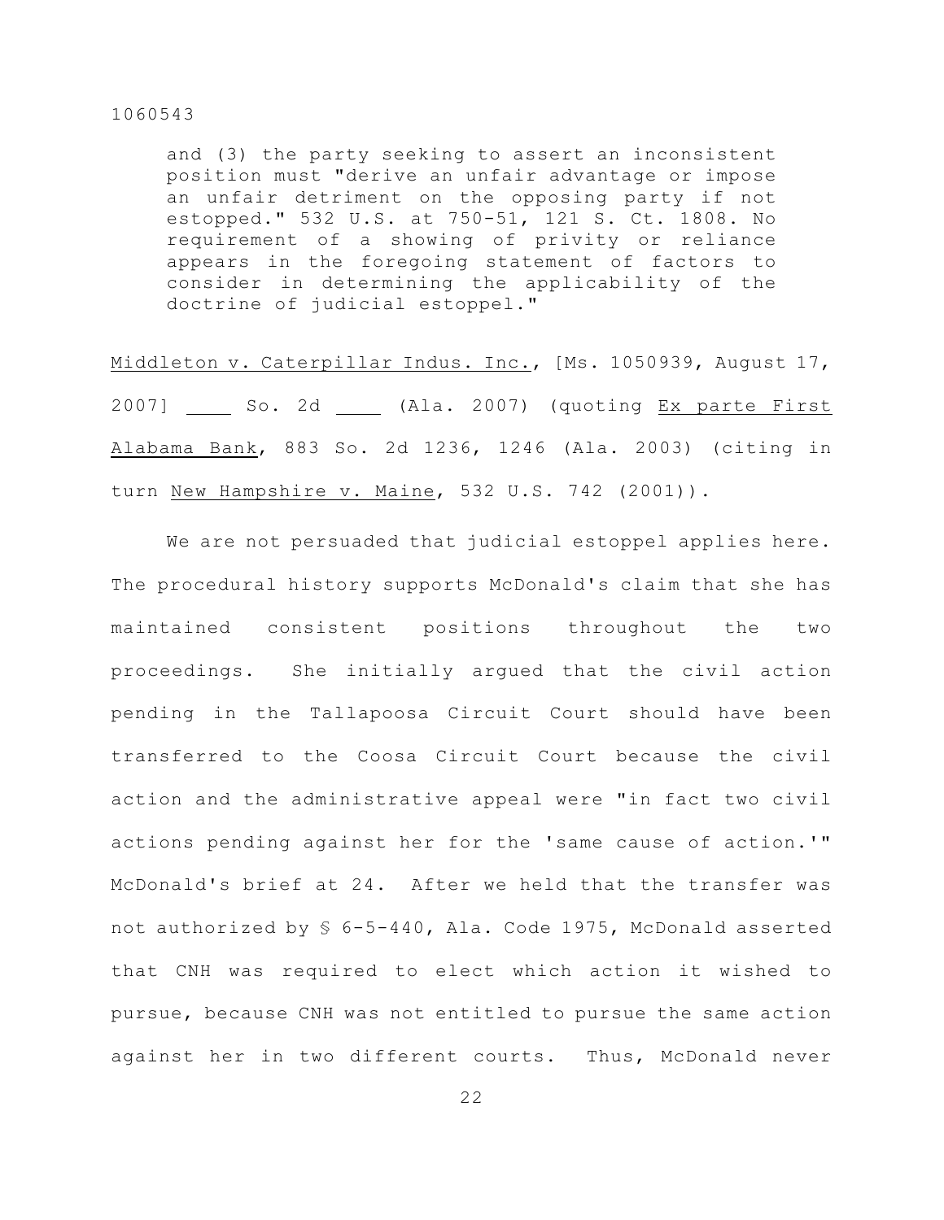> and (3) the party seeking to assert an inconsistent position must "derive an unfair advantage or impose an unfair detriment on the opposing party if not estopped." 532 U.S. at 750-51, 121 S. Ct. 1808. No requirement of a showing of privity or reliance appears in the foregoing statement of factors to consider in determining the applicability of the doctrine of judicial estoppel."

Middleton v. Caterpillar Indus. Inc., [Ms. 1050939, August 17, 2007] ____ So. 2d ____ (Ala. 2007) (quoting Ex parte First Alabama Bank, 883 So. 2d 1236, 1246 (Ala. 2003) (citing in turn New Hampshire v. Maine, 532 U.S. 742 (2001)).

We are not persuaded that judicial estoppel applies here. The procedural history supports McDonald's claim that she has maintained consistent positions throughout the two proceedings. She initially argued that the civil action pending in the Tallapoosa Circuit Court should have been transferred to the Coosa Circuit Court because the civil action and the administrative appeal were "in fact two civil actions pending against her for the 'same cause of action.'" McDonald's brief at 24. After we held that the transfer was not authorized by § 6-5-440, Ala. Code 1975, McDonald asserted that CNH was required to elect which action it wished to pursue, because CNH was not entitled to pursue the same action against her in two different courts. Thus, McDonald never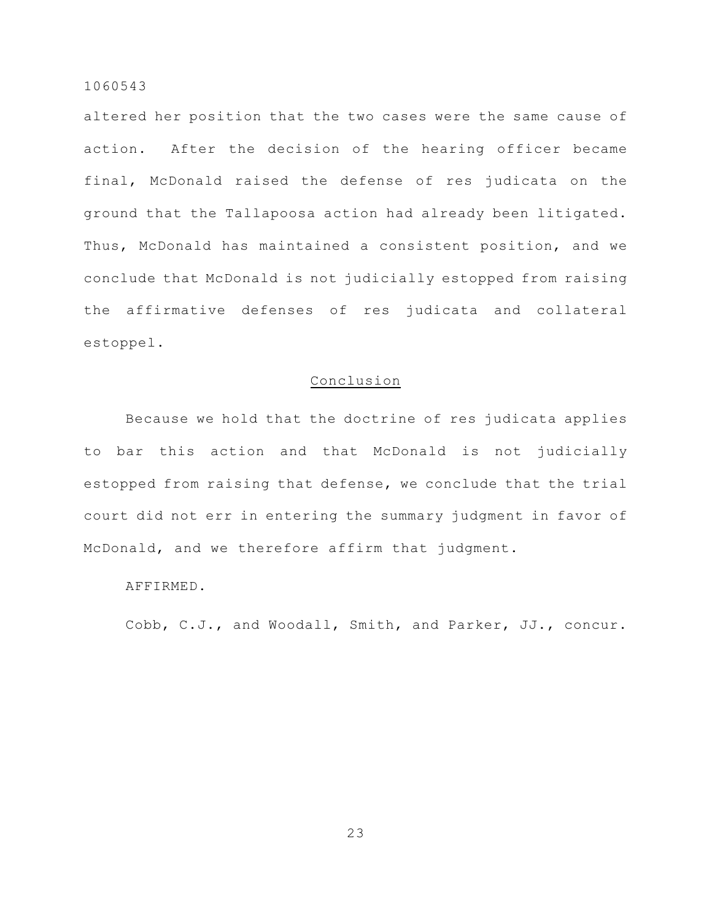altered her position that the two cases were the same cause of action. After the decision of the hearing officer became final, McDonald raised the defense of res judicata on the ground that the Tallapoosa action had already been litigated. Thus, McDonald has maintained a consistent position, and we conclude that McDonald is not judicially estopped from raising the affirmative defenses of res judicata and collateral estoppel.

## Conclusion

Because we hold that the doctrine of res judicata applies to bar this action and that McDonald is not judicially estopped from raising that defense, we conclude that the trial court did not err in entering the summary judgment in favor of McDonald, and we therefore affirm that judgment.

AFFIRMED.

Cobb, C.J., and Woodall, Smith, and Parker, JJ., concur.